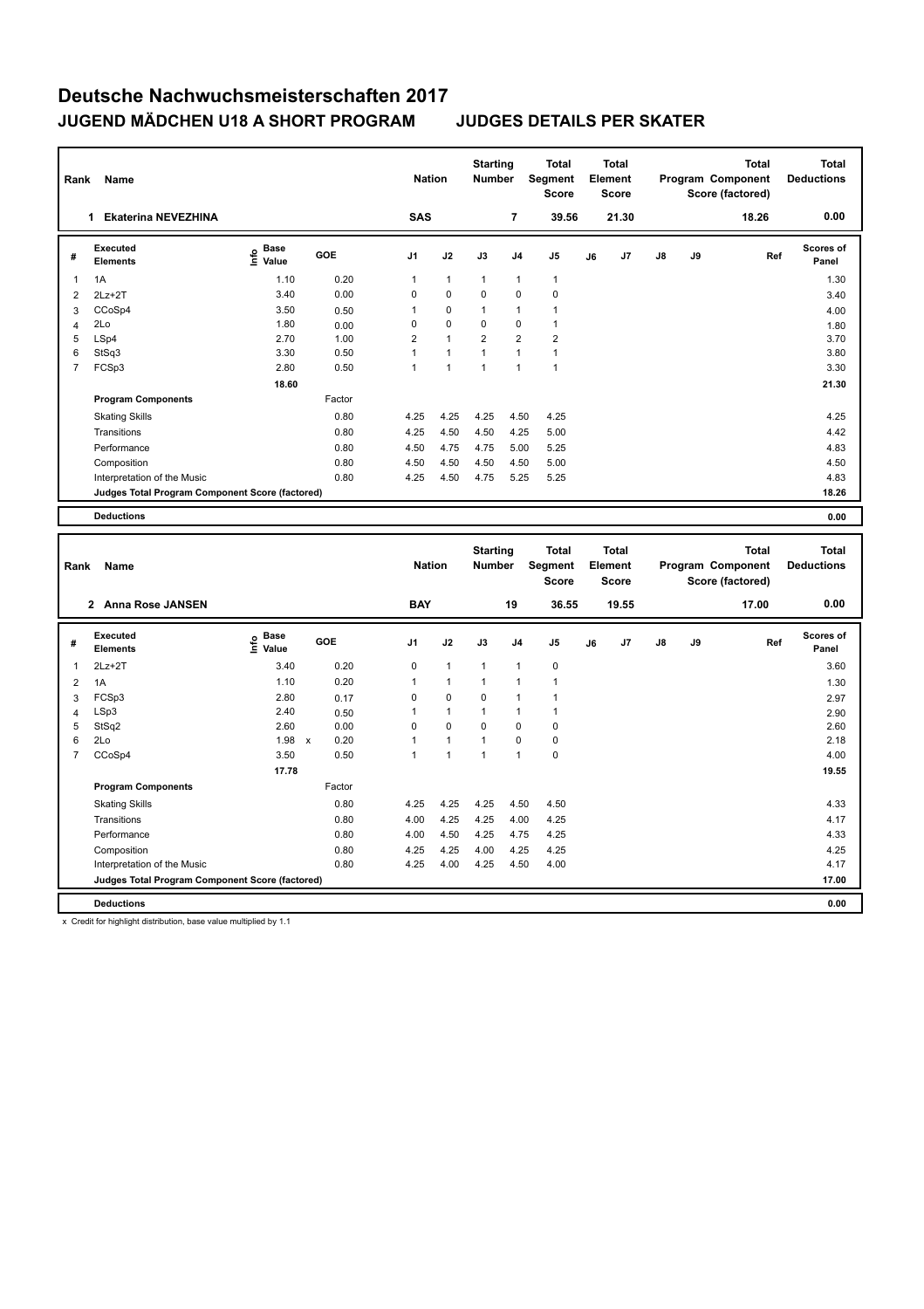# Deutsche Nachwuchsmeisterschaften 2017

## JUGEND MÄDCHEN U18 A SHORT PROGRAM  JUDGES DETAILS PER SKATER

| Rank | Name | Nation | Starting Number | Total Segment Score | Total Element Score | Total Program Component Score (factored) | Total Deductions |
|---|---|---|---|---|---|---|---|
| 1 | Ekaterina NEVEZHINA | SAS | 7 | 39.56 | 21.30 | 18.26 | 0.00 |

| # | Executed Elements | Info | Base Value | GOE | J1 | J2 | J3 | J4 | J5 | J6 | J7 | J8 | J9 | Ref | Scores of Panel |
|---|---|---|---|---|---|---|---|---|---|---|---|---|---|---|---|
| 1 | 1A | | 1.10 | 0.20 | 1 | 1 | 1 | 1 | 1 | | | | | | 1.30 |
| 2 | 2Lz+2T | | 3.40 | 0.00 | 0 | 0 | 0 | 0 | 0 | | | | | | 3.40 |
| 3 | CCoSp4 | | 3.50 | 0.50 | 1 | 0 | 1 | 1 | 1 | | | | | | 4.00 |
| 4 | 2Lo | | 1.80 | 0.00 | 0 | 0 | 0 | 0 | 1 | | | | | | 1.80 |
| 5 | LSp4 | | 2.70 | 1.00 | 2 | 1 | 2 | 2 | 2 | | | | | | 3.70 |
| 6 | StSq3 | | 3.30 | 0.50 | 1 | 1 | 1 | 1 | 1 | | | | | | 3.80 |
| 7 | FCSp3 | | 2.80 | 0.50 | 1 | 1 | 1 | 1 | 1 | | | | | | 3.30 |
| | | | 18.60 | | | | | | | | | | | | 21.30 |
| | **Program Components** | | | Factor | | | | | | | | | | | |
| | Skating Skills | | | 0.80 | 4.25 | 4.25 | 4.25 | 4.50 | 4.25 | | | | | | 4.25 |
| | Transitions | | | 0.80 | 4.25 | 4.50 | 4.50 | 4.25 | 5.00 | | | | | | 4.42 |
| | Performance | | | 0.80 | 4.50 | 4.75 | 4.75 | 5.00 | 5.25 | | | | | | 4.83 |
| | Composition | | | 0.80 | 4.50 | 4.50 | 4.50 | 4.50 | 5.00 | | | | | | 4.50 |
| | Interpretation of the Music | | | 0.80 | 4.25 | 4.50 | 4.75 | 5.25 | 5.25 | | | | | | 4.83 |
| | **Judges Total Program Component Score (factored)** | | | | | | | | | | | | | | 18.26 |
| | **Deductions** | | | | | | | | | | | | | | 0.00 |

| Rank | Name | Nation | Starting Number | Total Segment Score | Total Element Score | Total Program Component Score (factored) | Total Deductions |
|---|---|---|---|---|---|---|---|
| 2 | Anna Rose JANSEN | BAY | 19 | 36.55 | 19.55 | 17.00 | 0.00 |

| # | Executed Elements | Info | Base Value | GOE | J1 | J2 | J3 | J4 | J5 | J6 | J7 | J8 | J9 | Ref | Scores of Panel |
|---|---|---|---|---|---|---|---|---|---|---|---|---|---|---|---|
| 1 | 2Lz+2T | | 3.40 | 0.20 | 0 | 1 | 1 | 1 | 0 | | | | | | 3.60 |
| 2 | 1A | | 1.10 | 0.20 | 1 | 1 | 1 | 1 | 1 | | | | | | 1.30 |
| 3 | FCSp3 | | 2.80 | 0.17 | 0 | 0 | 0 | 1 | 1 | | | | | | 2.97 |
| 4 | LSp3 | | 2.40 | 0.50 | 1 | 1 | 1 | 1 | 1 | | | | | | 2.90 |
| 5 | StSq2 | | 2.60 | 0.00 | 0 | 0 | 0 | 0 | 0 | | | | | | 2.60 |
| 6 | 2Lo | | 1.98 x | 0.20 | 1 | 1 | 1 | 0 | 0 | | | | | | 2.18 |
| 7 | CCoSp4 | | 3.50 | 0.50 | 1 | 1 | 1 | 1 | 0 | | | | | | 4.00 |
| | | | 17.78 | | | | | | | | | | | | 19.55 |
| | **Program Components** | | | Factor | | | | | | | | | | | |
| | Skating Skills | | | 0.80 | 4.25 | 4.25 | 4.25 | 4.50 | 4.50 | | | | | | 4.33 |
| | Transitions | | | 0.80 | 4.00 | 4.25 | 4.25 | 4.00 | 4.25 | | | | | | 4.17 |
| | Performance | | | 0.80 | 4.00 | 4.50 | 4.25 | 4.75 | 4.25 | | | | | | 4.33 |
| | Composition | | | 0.80 | 4.25 | 4.25 | 4.00 | 4.25 | 4.25 | | | | | | 4.25 |
| | Interpretation of the Music | | | 0.80 | 4.25 | 4.00 | 4.25 | 4.50 | 4.00 | | | | | | 4.17 |
| | **Judges Total Program Component Score (factored)** | | | | | | | | | | | | | | 17.00 |
| | **Deductions** | | | | | | | | | | | | | | 0.00 |

x Credit for highlight distribution, base value multiplied by 1.1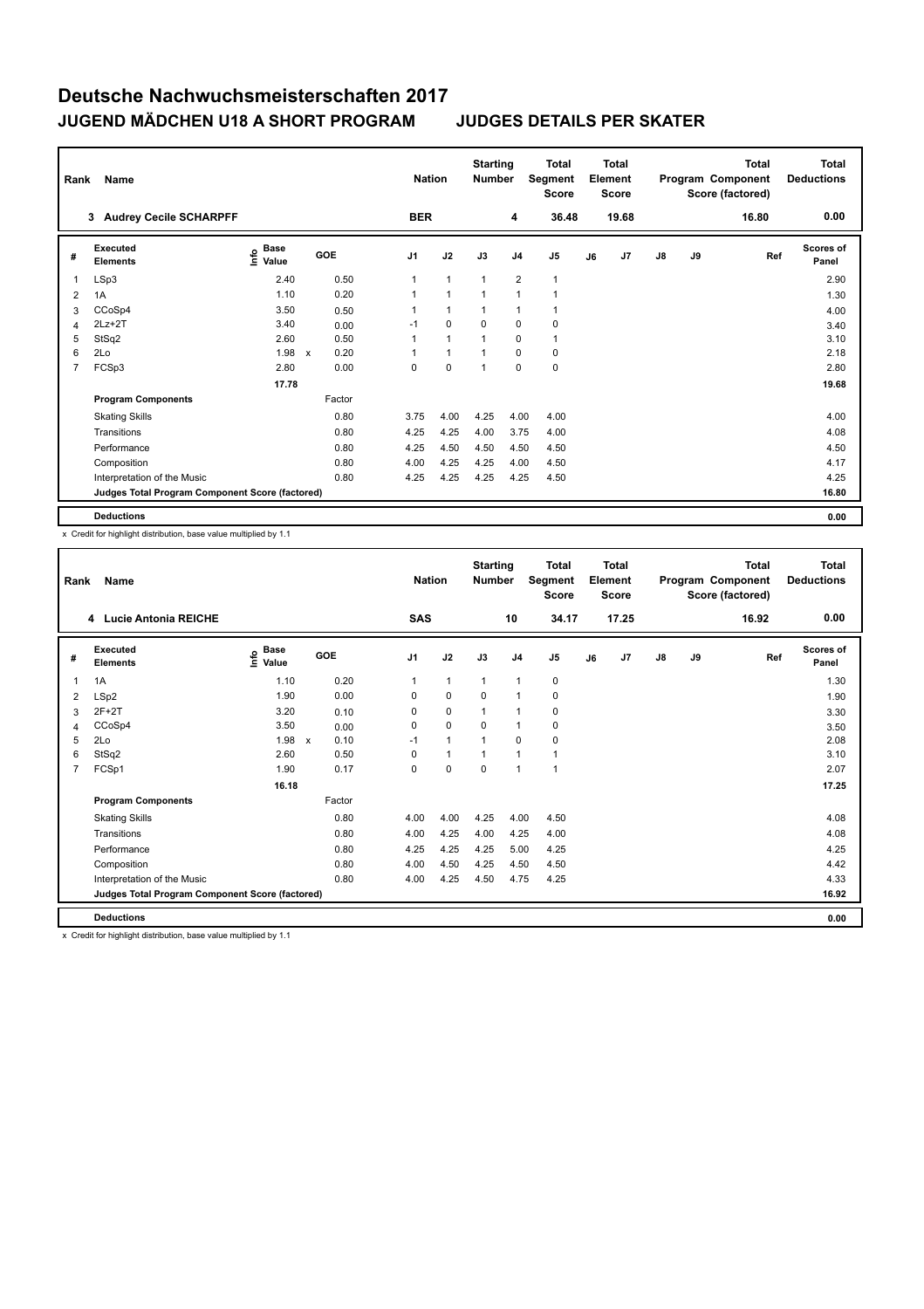# Deutsche Nachwuchsmeisterschaften 2017

## JUGEND MÄDCHEN U18 A SHORT PROGRAM JUDGES DETAILS PER SKATER

| Rank | Name | Nation | Starting Number | Total Segment Score | Total Element Score | Total Program Component Score (factored) | Total Deductions |
|---|---|---|---|---|---|---|---|
| 3 | Audrey Cecile SCHARPFF | BER | 4 | 36.48 | 19.68 | 16.80 | 0.00 |

| # | Executed Elements | Info | Base Value | | GOE | J1 | J2 | J3 | J4 | J5 | J6 | J7 | J8 | J9 | Ref | Scores of Panel |
|---|---|---|---|---|---|---|---|---|---|---|---|---|---|---|---|---|
| 1 | LSp3 | | 2.40 | | 0.50 | 1 | 1 | 1 | 2 | 1 | | | | | | 2.90 |
| 2 | 1A | | 1.10 | | 0.20 | 1 | 1 | 1 | 1 | 1 | | | | | | 1.30 |
| 3 | CCoSp4 | | 3.50 | | 0.50 | 1 | 1 | 1 | 1 | 1 | | | | | | 4.00 |
| 4 | 2Lz+2T | | 3.40 | | 0.00 | -1 | 0 | 0 | 0 | 0 | | | | | | 3.40 |
| 5 | StSq2 | | 2.60 | | 0.50 | 1 | 1 | 1 | 0 | 1 | | | | | | 3.10 |
| 6 | 2Lo | | 1.98 | x | 0.20 | 1 | 1 | 1 | 0 | 0 | | | | | | 2.18 |
| 7 | FCSp3 | | 2.80 | | 0.00 | 0 | 0 | 1 | 0 | 0 | | | | | | 2.80 |
| | | | 17.78 | | | | | | | | | | | | | 19.68 |
| | **Program Components** | | | | Factor | | | | | | | | | | | |
| | Skating Skills | | | | 0.80 | 3.75 | 4.00 | 4.25 | 4.00 | 4.00 | | | | | | 4.00 |
| | Transitions | | | | 0.80 | 4.25 | 4.25 | 4.00 | 3.75 | 4.00 | | | | | | 4.08 |
| | Performance | | | | 0.80 | 4.25 | 4.50 | 4.50 | 4.50 | 4.50 | | | | | | 4.50 |
| | Composition | | | | 0.80 | 4.00 | 4.25 | 4.25 | 4.00 | 4.50 | | | | | | 4.17 |
| | Interpretation of the Music | | | | 0.80 | 4.25 | 4.25 | 4.25 | 4.25 | 4.50 | | | | | | 4.25 |
| | **Judges Total Program Component Score (factored)** | | | | | | | | | | | | | | | 16.80 |
| | **Deductions** | | | | | | | | | | | | | | | 0.00 |

x Credit for highlight distribution, base value multiplied by 1.1

| Rank | Name | Nation | Starting Number | Total Segment Score | Total Element Score | Total Program Component Score (factored) | Total Deductions |
|---|---|---|---|---|---|---|---|
| 4 | Lucie Antonia REICHE | SAS | 10 | 34.17 | 17.25 | 16.92 | 0.00 |

| # | Executed Elements | Info | Base Value | | GOE | J1 | J2 | J3 | J4 | J5 | J6 | J7 | J8 | J9 | Ref | Scores of Panel |
|---|---|---|---|---|---|---|---|---|---|---|---|---|---|---|---|---|
| 1 | 1A | | 1.10 | | 0.20 | 1 | 1 | 1 | 1 | 0 | | | | | | 1.30 |
| 2 | LSp2 | | 1.90 | | 0.00 | 0 | 0 | 0 | 1 | 0 | | | | | | 1.90 |
| 3 | 2F+2T | | 3.20 | | 0.10 | 0 | 0 | 1 | 1 | 0 | | | | | | 3.30 |
| 4 | CCoSp4 | | 3.50 | | 0.00 | 0 | 0 | 0 | 1 | 0 | | | | | | 3.50 |
| 5 | 2Lo | | 1.98 | x | 0.10 | -1 | 1 | 1 | 0 | 0 | | | | | | 2.08 |
| 6 | StSq2 | | 2.60 | | 0.50 | 0 | 1 | 1 | 1 | 1 | | | | | | 3.10 |
| 7 | FCSp1 | | 1.90 | | 0.17 | 0 | 0 | 0 | 1 | 1 | | | | | | 2.07 |
| | | | 16.18 | | | | | | | | | | | | | 17.25 |
| | **Program Components** | | | | Factor | | | | | | | | | | | |
| | Skating Skills | | | | 0.80 | 4.00 | 4.00 | 4.25 | 4.00 | 4.50 | | | | | | 4.08 |
| | Transitions | | | | 0.80 | 4.00 | 4.25 | 4.00 | 4.25 | 4.00 | | | | | | 4.08 |
| | Performance | | | | 0.80 | 4.25 | 4.25 | 4.25 | 5.00 | 4.25 | | | | | | 4.25 |
| | Composition | | | | 0.80 | 4.00 | 4.50 | 4.25 | 4.50 | 4.50 | | | | | | 4.42 |
| | Interpretation of the Music | | | | 0.80 | 4.00 | 4.25 | 4.50 | 4.75 | 4.25 | | | | | | 4.33 |
| | **Judges Total Program Component Score (factored)** | | | | | | | | | | | | | | | 16.92 |
| | **Deductions** | | | | | | | | | | | | | | | 0.00 |

x Credit for highlight distribution, base value multiplied by 1.1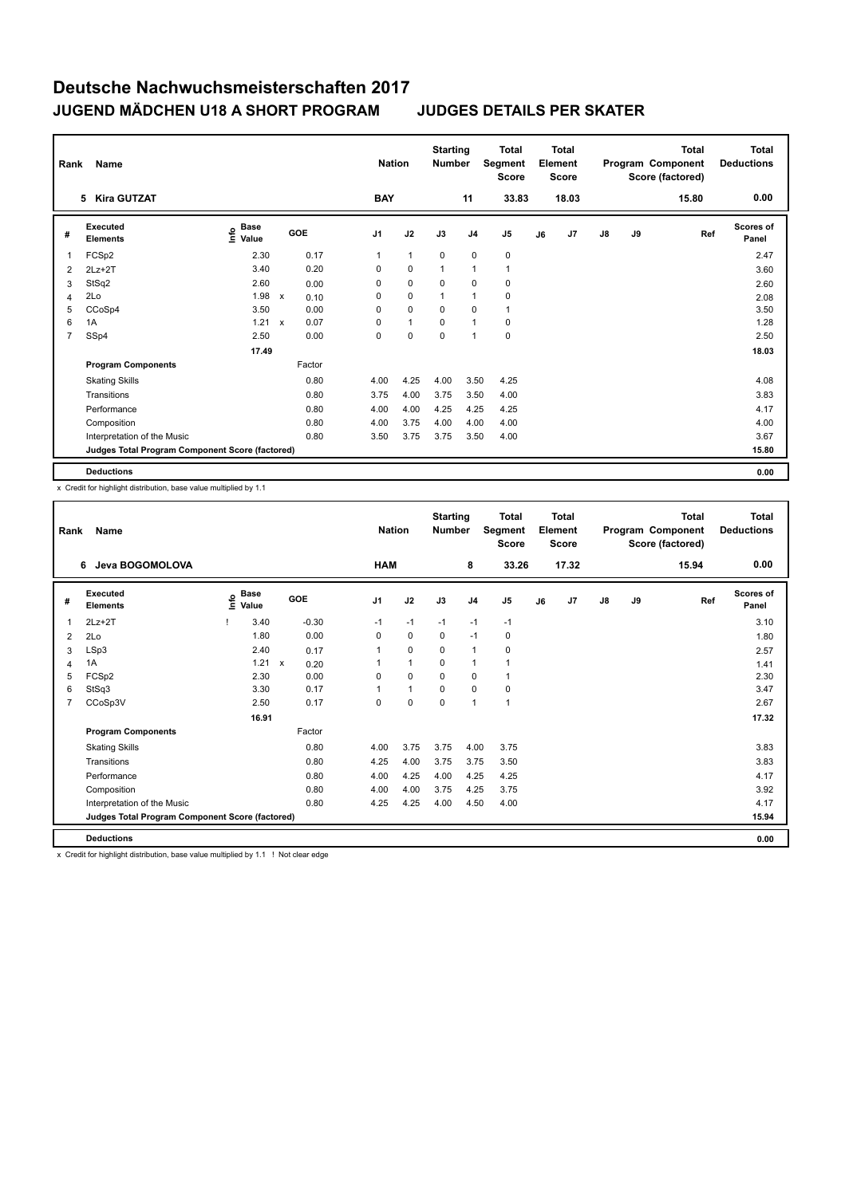# Deutsche Nachwuchsmeisterschaften 2017

## JUGEND MÄDCHEN U18 A SHORT PROGRAM — JUDGES DETAILS PER SKATER

| Rank | Name | Nation | Starting Number | Total Segment Score | Total Element Score | Total Program Component Score (factored) | Total Deductions |
|---|---|---|---|---|---|---|---|
| 5 | Kira GUTZAT | BAY | 11 | 33.83 | 18.03 | 15.80 | 0.00 |

| # | Executed Elements | Info | Base Value | | GOE | J1 | J2 | J3 | J4 | J5 | J6 | J7 | J8 | J9 | Ref | Scores of Panel |
|---|---|---|---|---|---|---|---|---|---|---|---|---|---|---|---|---|
| 1 | FCSp2 | | 2.30 | | 0.17 | 1 | 1 | 0 | 0 | 0 | | | | | | 2.47 |
| 2 | 2Lz+2T | | 3.40 | | 0.20 | 0 | 0 | 1 | 1 | 1 | | | | | | 3.60 |
| 3 | StSq2 | | 2.60 | | 0.00 | 0 | 0 | 0 | 0 | 0 | | | | | | 2.60 |
| 4 | 2Lo | | 1.98 | x | 0.10 | 0 | 0 | 1 | 1 | 0 | | | | | | 2.08 |
| 5 | CCoSp4 | | 3.50 | | 0.00 | 0 | 0 | 0 | 0 | 1 | | | | | | 3.50 |
| 6 | 1A | | 1.21 | x | 0.07 | 0 | 1 | 0 | 1 | 0 | | | | | | 1.28 |
| 7 | SSp4 | | 2.50 | | 0.00 | 0 | 0 | 0 | 1 | 0 | | | | | | 2.50 |
| | | | 17.49 | | | | | | | | | | | | | 18.03 |
| | **Program Components** | | | | Factor | | | | | | | | | | | |
| | Skating Skills | | | | 0.80 | 4.00 | 4.25 | 4.00 | 3.50 | 4.25 | | | | | | 4.08 |
| | Transitions | | | | 0.80 | 3.75 | 4.00 | 3.75 | 3.50 | 4.00 | | | | | | 3.83 |
| | Performance | | | | 0.80 | 4.00 | 4.00 | 4.25 | 4.25 | 4.25 | | | | | | 4.17 |
| | Composition | | | | 0.80 | 4.00 | 3.75 | 4.00 | 4.00 | 4.00 | | | | | | 4.00 |
| | Interpretation of the Music | | | | 0.80 | 3.50 | 3.75 | 3.75 | 3.50 | 4.00 | | | | | | 3.67 |
| | **Judges Total Program Component Score (factored)** | | | | | | | | | | | | | | | 15.80 |
| | **Deductions** | | | | | | | | | | | | | | | 0.00 |

x Credit for highlight distribution, base value multiplied by 1.1

| Rank | Name | Nation | Starting Number | Total Segment Score | Total Element Score | Total Program Component Score (factored) | Total Deductions |
|---|---|---|---|---|---|---|---|
| 6 | Jeva BOGOMOLOVA | HAM | 8 | 33.26 | 17.32 | 15.94 | 0.00 |

| # | Executed Elements | Info | Base Value | | GOE | J1 | J2 | J3 | J4 | J5 | J6 | J7 | J8 | J9 | Ref | Scores of Panel |
|---|---|---|---|---|---|---|---|---|---|---|---|---|---|---|---|---|
| 1 | 2Lz+2T | ! | 3.40 | | -0.30 | -1 | -1 | -1 | -1 | -1 | | | | | | 3.10 |
| 2 | 2Lo | | 1.80 | | 0.00 | 0 | 0 | 0 | -1 | 0 | | | | | | 1.80 |
| 3 | LSp3 | | 2.40 | | 0.17 | 1 | 0 | 0 | 1 | 0 | | | | | | 2.57 |
| 4 | 1A | | 1.21 | x | 0.20 | 1 | 1 | 0 | 1 | 1 | | | | | | 1.41 |
| 5 | FCSp2 | | 2.30 | | 0.00 | 0 | 0 | 0 | 0 | 1 | | | | | | 2.30 |
| 6 | StSq3 | | 3.30 | | 0.17 | 1 | 1 | 0 | 0 | 0 | | | | | | 3.47 |
| 7 | CCoSp3V | | 2.50 | | 0.17 | 0 | 0 | 0 | 1 | 1 | | | | | | 2.67 |
| | | | 16.91 | | | | | | | | | | | | | 17.32 |
| | **Program Components** | | | | Factor | | | | | | | | | | | |
| | Skating Skills | | | | 0.80 | 4.00 | 3.75 | 3.75 | 4.00 | 3.75 | | | | | | 3.83 |
| | Transitions | | | | 0.80 | 4.25 | 4.00 | 3.75 | 3.75 | 3.50 | | | | | | 3.83 |
| | Performance | | | | 0.80 | 4.00 | 4.25 | 4.00 | 4.25 | 4.25 | | | | | | 4.17 |
| | Composition | | | | 0.80 | 4.00 | 4.00 | 3.75 | 4.25 | 3.75 | | | | | | 3.92 |
| | Interpretation of the Music | | | | 0.80 | 4.25 | 4.25 | 4.00 | 4.50 | 4.00 | | | | | | 4.17 |
| | **Judges Total Program Component Score (factored)** | | | | | | | | | | | | | | | 15.94 |
| | **Deductions** | | | | | | | | | | | | | | | 0.00 |

x Credit for highlight distribution, base value multiplied by 1.1 ! Not clear edge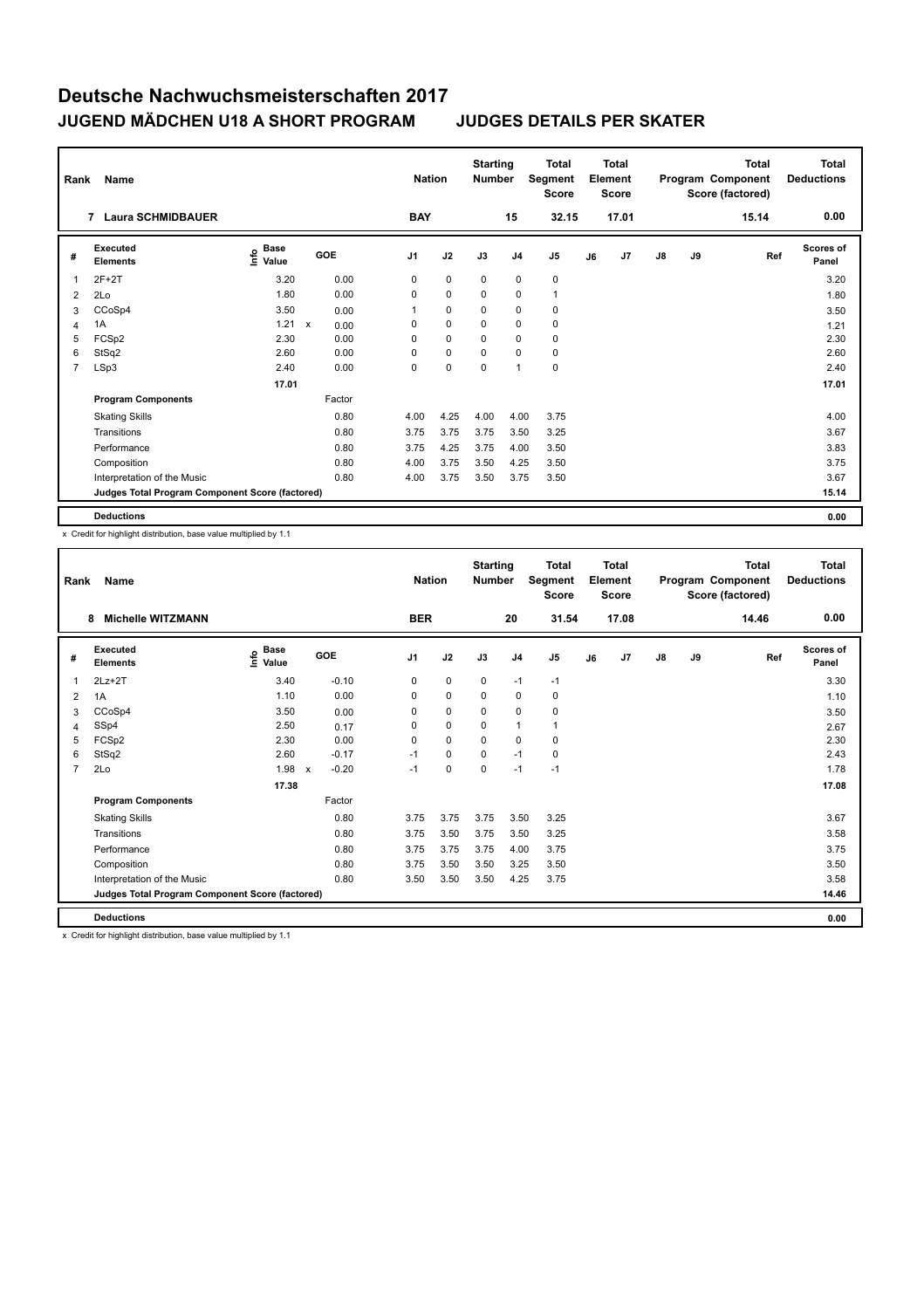# Deutsche Nachwuchsmeisterschaften 2017

## JUGEND MÄDCHEN U18 A SHORT PROGRAM — JUDGES DETAILS PER SKATER

| Rank | Name | Nation | Starting Number | Total Segment Score | Total Element Score | Total Program Component Score (factored) | Total Deductions |
|---|---|---|---|---|---|---|---|
| 7 | Laura SCHMIDBAUER | BAY | 15 | 32.15 | 17.01 | 15.14 | 0.00 |

| # | Executed Elements | Info | Base Value | | GOE | J1 | J2 | J3 | J4 | J5 | J6 | J7 | J8 | J9 | Ref | Scores of Panel |
|---|---|---|---|---|---|---|---|---|---|---|---|---|---|---|---|---|
| 1 | 2F+2T | | 3.20 | | 0.00 | 0 | 0 | 0 | 0 | 0 | | | | | | 3.20 |
| 2 | 2Lo | | 1.80 | | 0.00 | 0 | 0 | 0 | 0 | 1 | | | | | | 1.80 |
| 3 | CCoSp4 | | 3.50 | | 0.00 | 1 | 0 | 0 | 0 | 0 | | | | | | 3.50 |
| 4 | 1A | | 1.21 | x | 0.00 | 0 | 0 | 0 | 0 | 0 | | | | | | 1.21 |
| 5 | FCSp2 | | 2.30 | | 0.00 | 0 | 0 | 0 | 0 | 0 | | | | | | 2.30 |
| 6 | StSq2 | | 2.60 | | 0.00 | 0 | 0 | 0 | 0 | 0 | | | | | | 2.60 |
| 7 | LSp3 | | 2.40 | | 0.00 | 0 | 0 | 0 | 1 | 0 | | | | | | 2.40 |
| | | | 17.01 | | | | | | | | | | | | | 17.01 |
| | **Program Components** | | | | Factor | | | | | | | | | | | |
| | Skating Skills | | | | 0.80 | 4.00 | 4.25 | 4.00 | 4.00 | 3.75 | | | | | | 4.00 |
| | Transitions | | | | 0.80 | 3.75 | 3.75 | 3.75 | 3.50 | 3.25 | | | | | | 3.67 |
| | Performance | | | | 0.80 | 3.75 | 4.25 | 3.75 | 4.00 | 3.50 | | | | | | 3.83 |
| | Composition | | | | 0.80 | 4.00 | 3.75 | 3.50 | 4.25 | 3.50 | | | | | | 3.75 |
| | Interpretation of the Music | | | | 0.80 | 4.00 | 3.75 | 3.50 | 3.75 | 3.50 | | | | | | 3.67 |
| | **Judges Total Program Component Score (factored)** | | | | | | | | | | | | | | | 15.14 |
| | **Deductions** | | | | | | | | | | | | | | | 0.00 |

x Credit for highlight distribution, base value multiplied by 1.1

| Rank | Name | Nation | Starting Number | Total Segment Score | Total Element Score | Total Program Component Score (factored) | Total Deductions |
|---|---|---|---|---|---|---|---|
| 8 | Michelle WITZMANN | BER | 20 | 31.54 | 17.08 | 14.46 | 0.00 |

| # | Executed Elements | Info | Base Value | | GOE | J1 | J2 | J3 | J4 | J5 | J6 | J7 | J8 | J9 | Ref | Scores of Panel |
|---|---|---|---|---|---|---|---|---|---|---|---|---|---|---|---|---|
| 1 | 2Lz+2T | | 3.40 | | -0.10 | 0 | 0 | 0 | -1 | -1 | | | | | | 3.30 |
| 2 | 1A | | 1.10 | | 0.00 | 0 | 0 | 0 | 0 | 0 | | | | | | 1.10 |
| 3 | CCoSp4 | | 3.50 | | 0.00 | 0 | 0 | 0 | 0 | 0 | | | | | | 3.50 |
| 4 | SSp4 | | 2.50 | | 0.17 | 0 | 0 | 0 | 1 | 1 | | | | | | 2.67 |
| 5 | FCSp2 | | 2.30 | | 0.00 | 0 | 0 | 0 | 0 | 0 | | | | | | 2.30 |
| 6 | StSq2 | | 2.60 | | -0.17 | -1 | 0 | 0 | -1 | 0 | | | | | | 2.43 |
| 7 | 2Lo | | 1.98 | x | -0.20 | -1 | 0 | 0 | -1 | -1 | | | | | | 1.78 |
| | | | 17.38 | | | | | | | | | | | | | 17.08 |
| | **Program Components** | | | | Factor | | | | | | | | | | | |
| | Skating Skills | | | | 0.80 | 3.75 | 3.75 | 3.75 | 3.50 | 3.25 | | | | | | 3.67 |
| | Transitions | | | | 0.80 | 3.75 | 3.50 | 3.75 | 3.50 | 3.25 | | | | | | 3.58 |
| | Performance | | | | 0.80 | 3.75 | 3.75 | 3.75 | 4.00 | 3.75 | | | | | | 3.75 |
| | Composition | | | | 0.80 | 3.75 | 3.50 | 3.50 | 3.25 | 3.50 | | | | | | 3.50 |
| | Interpretation of the Music | | | | 0.80 | 3.50 | 3.50 | 3.50 | 4.25 | 3.75 | | | | | | 3.58 |
| | **Judges Total Program Component Score (factored)** | | | | | | | | | | | | | | | 14.46 |
| | **Deductions** | | | | | | | | | | | | | | | 0.00 |

x Credit for highlight distribution, base value multiplied by 1.1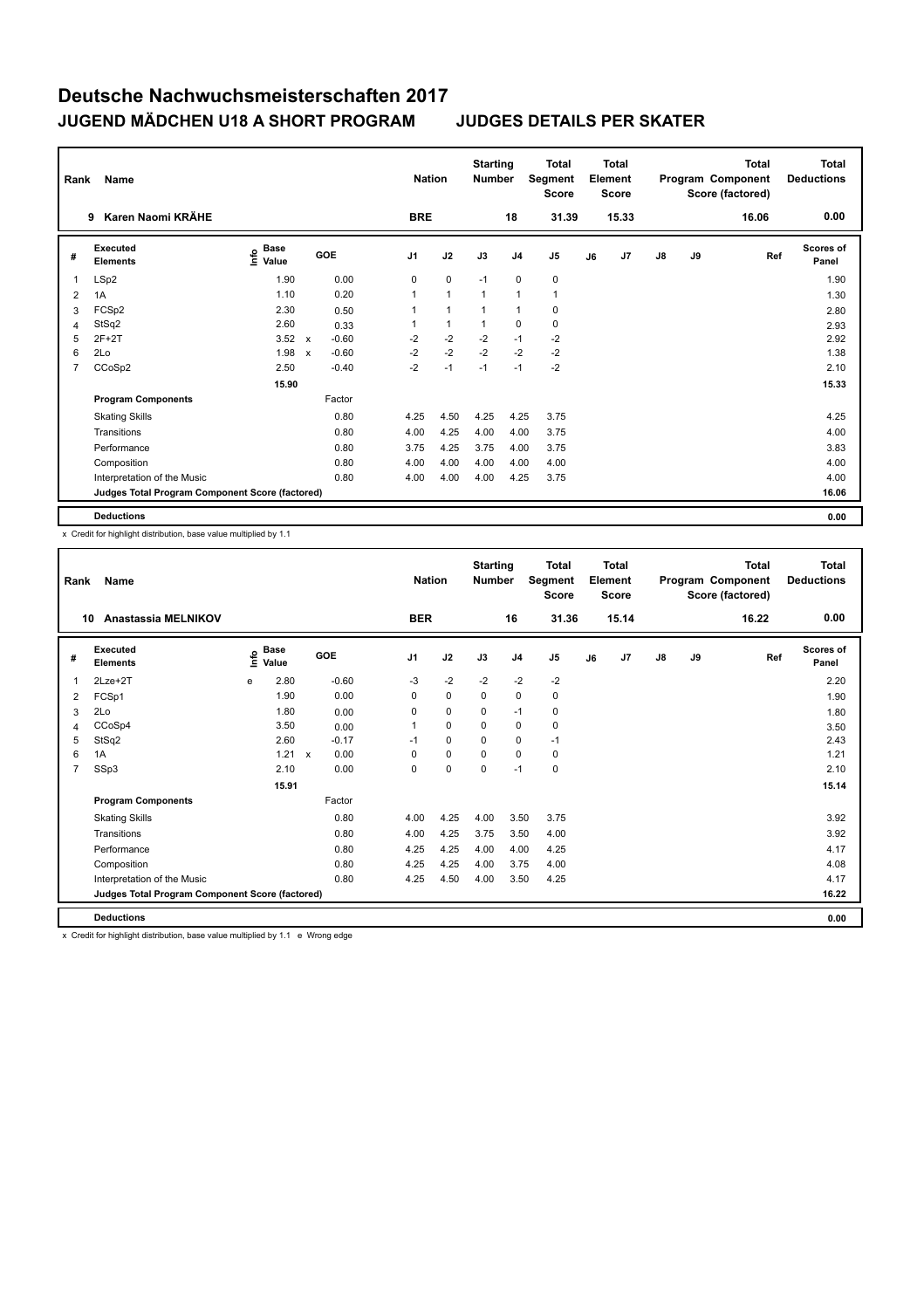# Deutsche Nachwuchsmeisterschaften 2017

## JUGEND MÄDCHEN U18 A SHORT PROGRAM — JUDGES DETAILS PER SKATER

| Rank | Name | Nation | Starting Number | Total Segment Score | Total Element Score | Total Program Component Score (factored) | Total Deductions |
|---|---|---|---|---|---|---|---|
| 9 | Karen Naomi KRÄHE | BRE | 18 | 31.39 | 15.33 | 16.06 | 0.00 |

| # | Executed Elements | Info | Base Value | | GOE | J1 | J2 | J3 | J4 | J5 | J6 | J7 | J8 | J9 | Ref | Scores of Panel |
|---|---|---|---|---|---|---|---|---|---|---|---|---|---|---|---|---|
| 1 | LSp2 | | 1.90 | | 0.00 | 0 | 0 | -1 | 0 | 0 | | | | | | 1.90 |
| 2 | 1A | | 1.10 | | 0.20 | 1 | 1 | 1 | 1 | 1 | | | | | | 1.30 |
| 3 | FCSp2 | | 2.30 | | 0.50 | 1 | 1 | 1 | 1 | 0 | | | | | | 2.80 |
| 4 | StSq2 | | 2.60 | | 0.33 | 1 | 1 | 1 | 0 | 0 | | | | | | 2.93 |
| 5 | 2F+2T | | 3.52 | x | -0.60 | -2 | -2 | -2 | -1 | -2 | | | | | | 2.92 |
| 6 | 2Lo | | 1.98 | x | -0.60 | -2 | -2 | -2 | -2 | -2 | | | | | | 1.38 |
| 7 | CCoSp2 | | 2.50 | | -0.40 | -2 | -1 | -1 | -1 | -2 | | | | | | 2.10 |
| | | | 15.90 | | | | | | | | | | | | | 15.33 |
| | **Program Components** | | | | Factor | | | | | | | | | | | |
| | Skating Skills | | | | 0.80 | 4.25 | 4.50 | 4.25 | 4.25 | 3.75 | | | | | | 4.25 |
| | Transitions | | | | 0.80 | 4.00 | 4.25 | 4.00 | 4.00 | 3.75 | | | | | | 4.00 |
| | Performance | | | | 0.80 | 3.75 | 4.25 | 3.75 | 4.00 | 3.75 | | | | | | 3.83 |
| | Composition | | | | 0.80 | 4.00 | 4.00 | 4.00 | 4.00 | 4.00 | | | | | | 4.00 |
| | Interpretation of the Music | | | | 0.80 | 4.00 | 4.00 | 4.00 | 4.25 | 3.75 | | | | | | 4.00 |
| | **Judges Total Program Component Score (factored)** | | | | | | | | | | | | | | | 16.06 |
| | **Deductions** | | | | | | | | | | | | | | | 0.00 |

x Credit for highlight distribution, base value multiplied by 1.1

| Rank | Name | Nation | Starting Number | Total Segment Score | Total Element Score | Total Program Component Score (factored) | Total Deductions |
|---|---|---|---|---|---|---|---|
| 10 | Anastassia MELNIKOV | BER | 16 | 31.36 | 15.14 | 16.22 | 0.00 |

| # | Executed Elements | Info | Base Value | | GOE | J1 | J2 | J3 | J4 | J5 | J6 | J7 | J8 | J9 | Ref | Scores of Panel |
|---|---|---|---|---|---|---|---|---|---|---|---|---|---|---|---|---|
| 1 | 2Lze+2T | e | 2.80 | | -0.60 | -3 | -2 | -2 | -2 | -2 | | | | | | 2.20 |
| 2 | FCSp1 | | 1.90 | | 0.00 | 0 | 0 | 0 | 0 | 0 | | | | | | 1.90 |
| 3 | 2Lo | | 1.80 | | 0.00 | 0 | 0 | 0 | -1 | 0 | | | | | | 1.80 |
| 4 | CCoSp4 | | 3.50 | | 0.00 | 1 | 0 | 0 | 0 | 0 | | | | | | 3.50 |
| 5 | StSq2 | | 2.60 | | -0.17 | -1 | 0 | 0 | 0 | -1 | | | | | | 2.43 |
| 6 | 1A | | 1.21 | x | 0.00 | 0 | 0 | 0 | 0 | 0 | | | | | | 1.21 |
| 7 | SSp3 | | 2.10 | | 0.00 | 0 | 0 | 0 | -1 | 0 | | | | | | 2.10 |
| | | | 15.91 | | | | | | | | | | | | | 15.14 |
| | **Program Components** | | | | Factor | | | | | | | | | | | |
| | Skating Skills | | | | 0.80 | 4.00 | 4.25 | 4.00 | 3.50 | 3.75 | | | | | | 3.92 |
| | Transitions | | | | 0.80 | 4.00 | 4.25 | 3.75 | 3.50 | 4.00 | | | | | | 3.92 |
| | Performance | | | | 0.80 | 4.25 | 4.25 | 4.00 | 4.00 | 4.25 | | | | | | 4.17 |
| | Composition | | | | 0.80 | 4.25 | 4.25 | 4.00 | 3.75 | 4.00 | | | | | | 4.08 |
| | Interpretation of the Music | | | | 0.80 | 4.25 | 4.50 | 4.00 | 3.50 | 4.25 | | | | | | 4.17 |
| | **Judges Total Program Component Score (factored)** | | | | | | | | | | | | | | | 16.22 |
| | **Deductions** | | | | | | | | | | | | | | | 0.00 |

x Credit for highlight distribution, base value multiplied by 1.1 e Wrong edge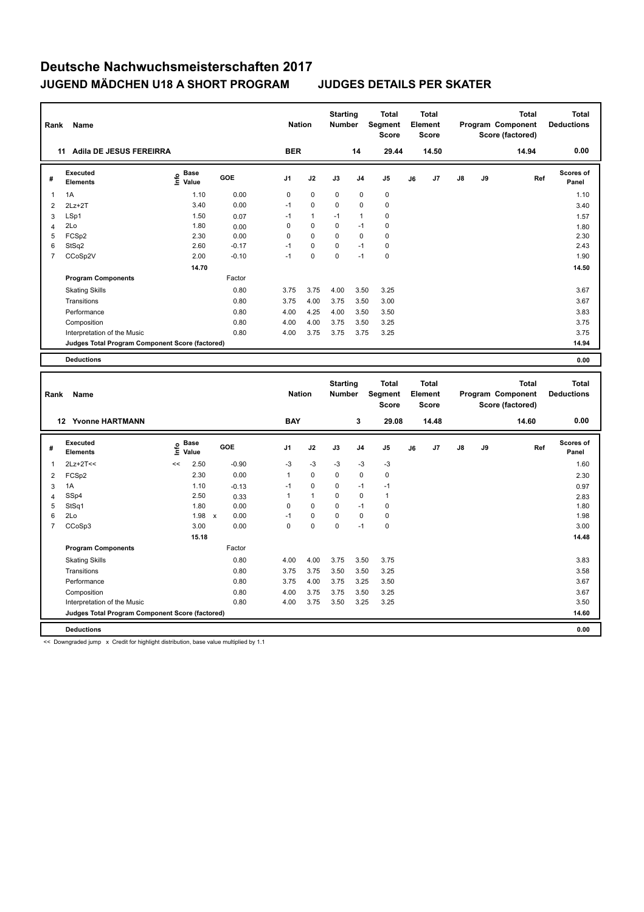# Deutsche Nachwuchsmeisterschaften 2017

## JUGEND MÄDCHEN U18 A SHORT PROGRAM JUDGES DETAILS PER SKATER

| Rank | Name | Nation | Starting Number | Total Segment Score | Total Element Score | Total Program Component Score (factored) | Total Deductions |
|---|---|---|---|---|---|---|---|
| 11 | Adila DE JESUS FEREIRRA | BER | 14 | 29.44 | 14.50 | 14.94 | 0.00 |

| # | Executed Elements | Info | Base Value | GOE | J1 | J2 | J3 | J4 | J5 | J6 | J7 | J8 | J9 | Ref | Scores of Panel |
|---|---|---|---|---|---|---|---|---|---|---|---|---|---|---|---|
| 1 | 1A | | 1.10 | 0.00 | 0 | 0 | 0 | 0 | 0 | | | | | | 1.10 |
| 2 | 2Lz+2T | | 3.40 | 0.00 | -1 | 0 | 0 | 0 | 0 | | | | | | 3.40 |
| 3 | LSp1 | | 1.50 | 0.07 | -1 | 1 | -1 | 1 | 0 | | | | | | 1.57 |
| 4 | 2Lo | | 1.80 | 0.00 | 0 | 0 | 0 | -1 | 0 | | | | | | 1.80 |
| 5 | FCSp2 | | 2.30 | 0.00 | 0 | 0 | 0 | 0 | 0 | | | | | | 2.30 |
| 6 | StSq2 | | 2.60 | -0.17 | -1 | 0 | 0 | -1 | 0 | | | | | | 2.43 |
| 7 | CCoSp2V | | 2.00 | -0.10 | -1 | 0 | 0 | -1 | 0 | | | | | | 1.90 |
| | | | 14.70 | | | | | | | | | | | | 14.50 |
| | **Program Components** | | | Factor | | | | | | | | | | | |
| | Skating Skills | | | 0.80 | 3.75 | 3.75 | 4.00 | 3.50 | 3.25 | | | | | | 3.67 |
| | Transitions | | | 0.80 | 3.75 | 4.00 | 3.75 | 3.50 | 3.00 | | | | | | 3.67 |
| | Performance | | | 0.80 | 4.00 | 4.25 | 4.00 | 3.50 | 3.50 | | | | | | 3.83 |
| | Composition | | | 0.80 | 4.00 | 4.00 | 3.75 | 3.50 | 3.25 | | | | | | 3.75 |
| | Interpretation of the Music | | | 0.80 | 4.00 | 3.75 | 3.75 | 3.75 | 3.25 | | | | | | 3.75 |
| | **Judges Total Program Component Score (factored)** | | | | | | | | | | | | | | 14.94 |
| | **Deductions** | | | | | | | | | | | | | | 0.00 |

| Rank | Name | Nation | Starting Number | Total Segment Score | Total Element Score | Total Program Component Score (factored) | Total Deductions |
|---|---|---|---|---|---|---|---|
| 12 | Yvonne HARTMANN | BAY | 3 | 29.08 | 14.48 | 14.60 | 0.00 |

| # | Executed Elements | Info | Base Value | GOE | J1 | J2 | J3 | J4 | J5 | J6 | J7 | J8 | J9 | Ref | Scores of Panel |
|---|---|---|---|---|---|---|---|---|---|---|---|---|---|---|---|
| 1 | 2Lz+2T<< | << | 2.50 | -0.90 | -3 | -3 | -3 | -3 | -3 | | | | | | 1.60 |
| 2 | FCSp2 | | 2.30 | 0.00 | 1 | 0 | 0 | 0 | 0 | | | | | | 2.30 |
| 3 | 1A | | 1.10 | -0.13 | -1 | 0 | 0 | -1 | -1 | | | | | | 0.97 |
| 4 | SSp4 | | 2.50 | 0.33 | 1 | 1 | 0 | 0 | 1 | | | | | | 2.83 |
| 5 | StSq1 | | 1.80 | 0.00 | 0 | 0 | 0 | -1 | 0 | | | | | | 1.80 |
| 6 | 2Lo | | 1.98 x | 0.00 | -1 | 0 | 0 | 0 | 0 | | | | | | 1.98 |
| 7 | CCoSp3 | | 3.00 | 0.00 | 0 | 0 | 0 | -1 | 0 | | | | | | 3.00 |
| | | | 15.18 | | | | | | | | | | | | 14.48 |
| | **Program Components** | | | Factor | | | | | | | | | | | |
| | Skating Skills | | | 0.80 | 4.00 | 4.00 | 3.75 | 3.50 | 3.75 | | | | | | 3.83 |
| | Transitions | | | 0.80 | 3.75 | 3.75 | 3.50 | 3.50 | 3.25 | | | | | | 3.58 |
| | Performance | | | 0.80 | 3.75 | 4.00 | 3.75 | 3.25 | 3.50 | | | | | | 3.67 |
| | Composition | | | 0.80 | 4.00 | 3.75 | 3.75 | 3.50 | 3.25 | | | | | | 3.67 |
| | Interpretation of the Music | | | 0.80 | 4.00 | 3.75 | 3.50 | 3.25 | 3.25 | | | | | | 3.50 |
| | **Judges Total Program Component Score (factored)** | | | | | | | | | | | | | | 14.60 |
| | **Deductions** | | | | | | | | | | | | | | 0.00 |

<< Downgraded jump x Credit for highlight distribution, base value multiplied by 1.1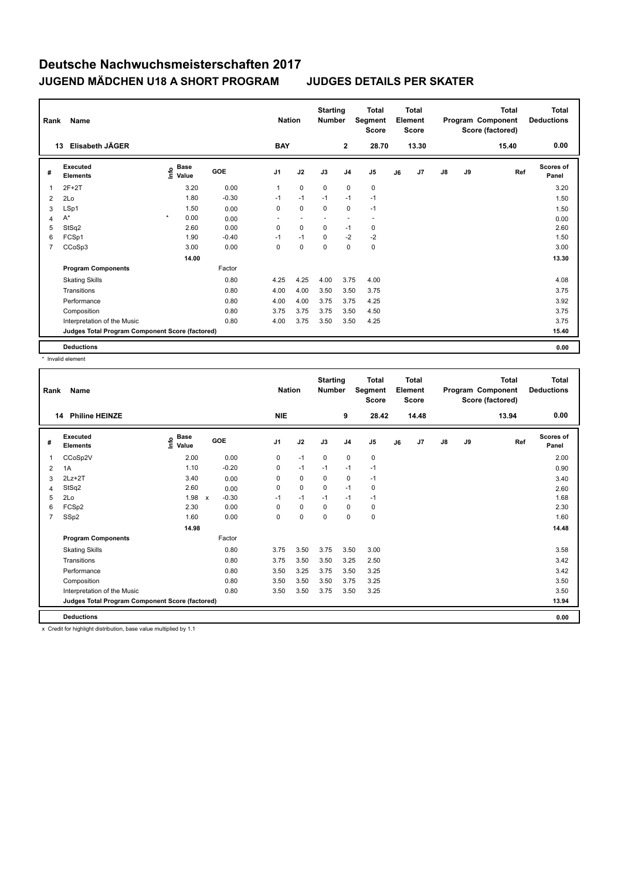# Deutsche Nachwuchsmeisterschaften 2017

## JUGEND MÄDCHEN U18 A SHORT PROGRAM JUDGES DETAILS PER SKATER

| Rank | Name | Nation | Starting Number | Total Segment Score | Total Element Score | Total Program Component Score (factored) | Total Deductions |
|---|---|---|---|---|---|---|---|
| 13 | Elisabeth JÄGER | BAY | 2 | 28.70 | 13.30 | 15.40 | 0.00 |

| # | Executed Elements | Info | Base Value | GOE | J1 | J2 | J3 | J4 | J5 | J6 | J7 | J8 | J9 | Ref | Scores of Panel |
|---|---|---|---|---|---|---|---|---|---|---|---|---|---|---|---|
| 1 | 2F+2T | | 3.20 | 0.00 | 1 | 0 | 0 | 0 | 0 | | | | | | 3.20 |
| 2 | 2Lo | | 1.80 | -0.30 | -1 | -1 | -1 | -1 | -1 | | | | | | 1.50 |
| 3 | LSp1 | | 1.50 | 0.00 | 0 | 0 | 0 | 0 | -1 | | | | | | 1.50 |
| 4 | A* | * | 0.00 | 0.00 | - | - | - | - | - | | | | | | 0.00 |
| 5 | StSq2 | | 2.60 | 0.00 | 0 | 0 | 0 | -1 | 0 | | | | | | 2.60 |
| 6 | FCSp1 | | 1.90 | -0.40 | -1 | -1 | 0 | -2 | -2 | | | | | | 1.50 |
| 7 | CCoSp3 | | 3.00 | 0.00 | 0 | 0 | 0 | 0 | 0 | | | | | | 3.00 |
| | | | 14.00 | | | | | | | | | | | | 13.30 |
| | **Program Components** | | | Factor | | | | | | | | | | | |
| | Skating Skills | | | 0.80 | 4.25 | 4.25 | 4.00 | 3.75 | 4.00 | | | | | | 4.08 |
| | Transitions | | | 0.80 | 4.00 | 4.00 | 3.50 | 3.50 | 3.75 | | | | | | 3.75 |
| | Performance | | | 0.80 | 4.00 | 4.00 | 3.75 | 3.75 | 4.25 | | | | | | 3.92 |
| | Composition | | | 0.80 | 3.75 | 3.75 | 3.75 | 3.50 | 4.50 | | | | | | 3.75 |
| | Interpretation of the Music | | | 0.80 | 4.00 | 3.75 | 3.50 | 3.50 | 4.25 | | | | | | 3.75 |
| | **Judges Total Program Component Score (factored)** | | | | | | | | | | | | | | 15.40 |
| | **Deductions** | | | | | | | | | | | | | | 0.00 |

\* Invalid element

| Rank | Name | Nation | Starting Number | Total Segment Score | Total Element Score | Total Program Component Score (factored) | Total Deductions |
|---|---|---|---|---|---|---|---|
| 14 | Philine HEINZE | NIE | 9 | 28.42 | 14.48 | 13.94 | 0.00 |

| # | Executed Elements | Info | Base Value | GOE | J1 | J2 | J3 | J4 | J5 | J6 | J7 | J8 | J9 | Ref | Scores of Panel |
|---|---|---|---|---|---|---|---|---|---|---|---|---|---|---|---|
| 1 | CCoSp2V | | 2.00 | 0.00 | 0 | -1 | 0 | 0 | 0 | | | | | | 2.00 |
| 2 | 1A | | 1.10 | -0.20 | 0 | -1 | -1 | -1 | -1 | | | | | | 0.90 |
| 3 | 2Lz+2T | | 3.40 | 0.00 | 0 | 0 | 0 | 0 | -1 | | | | | | 3.40 |
| 4 | StSq2 | | 2.60 | 0.00 | 0 | 0 | 0 | -1 | 0 | | | | | | 2.60 |
| 5 | 2Lo | | 1.98 x | -0.30 | -1 | -1 | -1 | -1 | -1 | | | | | | 1.68 |
| 6 | FCSp2 | | 2.30 | 0.00 | 0 | 0 | 0 | 0 | 0 | | | | | | 2.30 |
| 7 | SSp2 | | 1.60 | 0.00 | 0 | 0 | 0 | 0 | 0 | | | | | | 1.60 |
| | | | 14.98 | | | | | | | | | | | | 14.48 |
| | **Program Components** | | | Factor | | | | | | | | | | | |
| | Skating Skills | | | 0.80 | 3.75 | 3.50 | 3.75 | 3.50 | 3.00 | | | | | | 3.58 |
| | Transitions | | | 0.80 | 3.75 | 3.50 | 3.50 | 3.25 | 2.50 | | | | | | 3.42 |
| | Performance | | | 0.80 | 3.50 | 3.25 | 3.75 | 3.50 | 3.25 | | | | | | 3.42 |
| | Composition | | | 0.80 | 3.50 | 3.50 | 3.50 | 3.75 | 3.25 | | | | | | 3.50 |
| | Interpretation of the Music | | | 0.80 | 3.50 | 3.50 | 3.75 | 3.50 | 3.25 | | | | | | 3.50 |
| | **Judges Total Program Component Score (factored)** | | | | | | | | | | | | | | 13.94 |
| | **Deductions** | | | | | | | | | | | | | | 0.00 |

x Credit for highlight distribution, base value multiplied by 1.1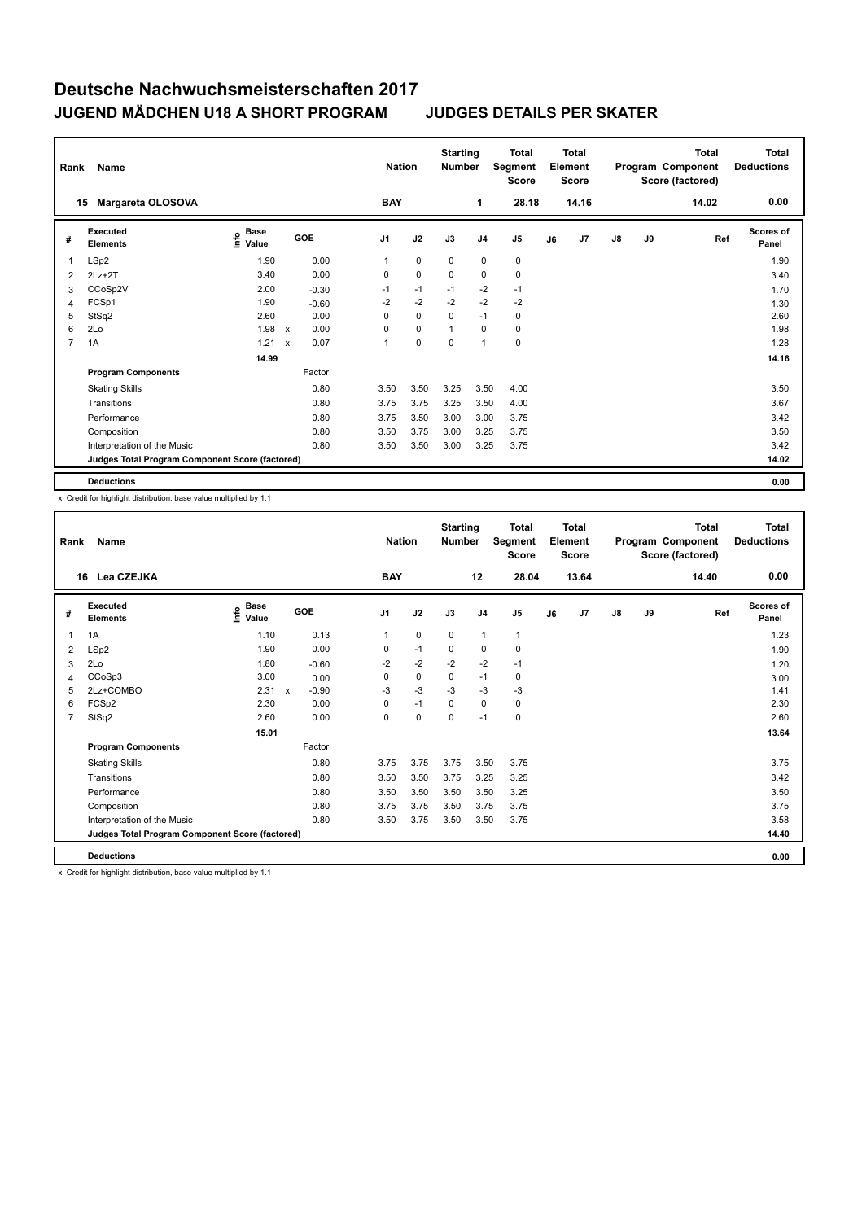# Deutsche Nachwuchsmeisterschaften 2017

## JUGEND MÄDCHEN U18 A SHORT PROGRAM — JUDGES DETAILS PER SKATER

| Rank | Name | Nation | Starting Number | Total Segment Score | Total Element Score | Total Program Component Score (factored) | Total Deductions |
|---|---|---|---|---|---|---|---|
| 15 | Margareta OLOSOVA | BAY | 1 | 28.18 | 14.16 | 14.02 | 0.00 |

| # | Executed Elements | Info | Base Value | | GOE | J1 | J2 | J3 | J4 | J5 | J6 | J7 | J8 | J9 | Ref | Scores of Panel |
|---|---|---|---|---|---|---|---|---|---|---|---|---|---|---|---|---|
| 1 | LSp2 | | 1.90 | | 0.00 | 1 | 0 | 0 | 0 | 0 | | | | | | 1.90 |
| 2 | 2Lz+2T | | 3.40 | | 0.00 | 0 | 0 | 0 | 0 | 0 | | | | | | 3.40 |
| 3 | CCoSp2V | | 2.00 | | -0.30 | -1 | -1 | -1 | -2 | -1 | | | | | | 1.70 |
| 4 | FCSp1 | | 1.90 | | -0.60 | -2 | -2 | -2 | -2 | -2 | | | | | | 1.30 |
| 5 | StSq2 | | 2.60 | | 0.00 | 0 | 0 | 0 | -1 | 0 | | | | | | 2.60 |
| 6 | 2Lo | | 1.98 | x | 0.00 | 0 | 0 | 1 | 0 | 0 | | | | | | 1.98 |
| 7 | 1A | | 1.21 | x | 0.07 | 1 | 0 | 0 | 1 | 0 | | | | | | 1.28 |
| | | | 14.99 | | | | | | | | | | | | | 14.16 |
| | **Program Components** | | | | Factor | | | | | | | | | | | |
| | Skating Skills | | | | 0.80 | 3.50 | 3.50 | 3.25 | 3.50 | 4.00 | | | | | | 3.50 |
| | Transitions | | | | 0.80 | 3.75 | 3.75 | 3.25 | 3.50 | 4.00 | | | | | | 3.67 |
| | Performance | | | | 0.80 | 3.75 | 3.50 | 3.00 | 3.00 | 3.75 | | | | | | 3.42 |
| | Composition | | | | 0.80 | 3.50 | 3.75 | 3.00 | 3.25 | 3.75 | | | | | | 3.50 |
| | Interpretation of the Music | | | | 0.80 | 3.50 | 3.50 | 3.00 | 3.25 | 3.75 | | | | | | 3.42 |
| | **Judges Total Program Component Score (factored)** | | | | | | | | | | | | | | | 14.02 |
| | **Deductions** | | | | | | | | | | | | | | | 0.00 |

x Credit for highlight distribution, base value multiplied by 1.1

| Rank | Name | Nation | Starting Number | Total Segment Score | Total Element Score | Total Program Component Score (factored) | Total Deductions |
|---|---|---|---|---|---|---|---|
| 16 | Lea CZEJKA | BAY | 12 | 28.04 | 13.64 | 14.40 | 0.00 |

| # | Executed Elements | Info | Base Value | | GOE | J1 | J2 | J3 | J4 | J5 | J6 | J7 | J8 | J9 | Ref | Scores of Panel |
|---|---|---|---|---|---|---|---|---|---|---|---|---|---|---|---|---|
| 1 | 1A | | 1.10 | | 0.13 | 1 | 0 | 0 | 1 | 1 | | | | | | 1.23 |
| 2 | LSp2 | | 1.90 | | 0.00 | 0 | -1 | 0 | 0 | 0 | | | | | | 1.90 |
| 3 | 2Lo | | 1.80 | | -0.60 | -2 | -2 | -2 | -2 | -1 | | | | | | 1.20 |
| 4 | CCoSp3 | | 3.00 | | 0.00 | 0 | 0 | 0 | -1 | 0 | | | | | | 3.00 |
| 5 | 2Lz+COMBO | | 2.31 | x | -0.90 | -3 | -3 | -3 | -3 | -3 | | | | | | 1.41 |
| 6 | FCSp2 | | 2.30 | | 0.00 | 0 | -1 | 0 | 0 | 0 | | | | | | 2.30 |
| 7 | StSq2 | | 2.60 | | 0.00 | 0 | 0 | 0 | -1 | 0 | | | | | | 2.60 |
| | | | 15.01 | | | | | | | | | | | | | 13.64 |
| | **Program Components** | | | | Factor | | | | | | | | | | | |
| | Skating Skills | | | | 0.80 | 3.75 | 3.75 | 3.75 | 3.50 | 3.75 | | | | | | 3.75 |
| | Transitions | | | | 0.80 | 3.50 | 3.50 | 3.75 | 3.25 | 3.25 | | | | | | 3.42 |
| | Performance | | | | 0.80 | 3.50 | 3.50 | 3.50 | 3.50 | 3.25 | | | | | | 3.50 |
| | Composition | | | | 0.80 | 3.75 | 3.75 | 3.50 | 3.75 | 3.75 | | | | | | 3.75 |
| | Interpretation of the Music | | | | 0.80 | 3.50 | 3.75 | 3.50 | 3.50 | 3.75 | | | | | | 3.58 |
| | **Judges Total Program Component Score (factored)** | | | | | | | | | | | | | | | 14.40 |
| | **Deductions** | | | | | | | | | | | | | | | 0.00 |

x Credit for highlight distribution, base value multiplied by 1.1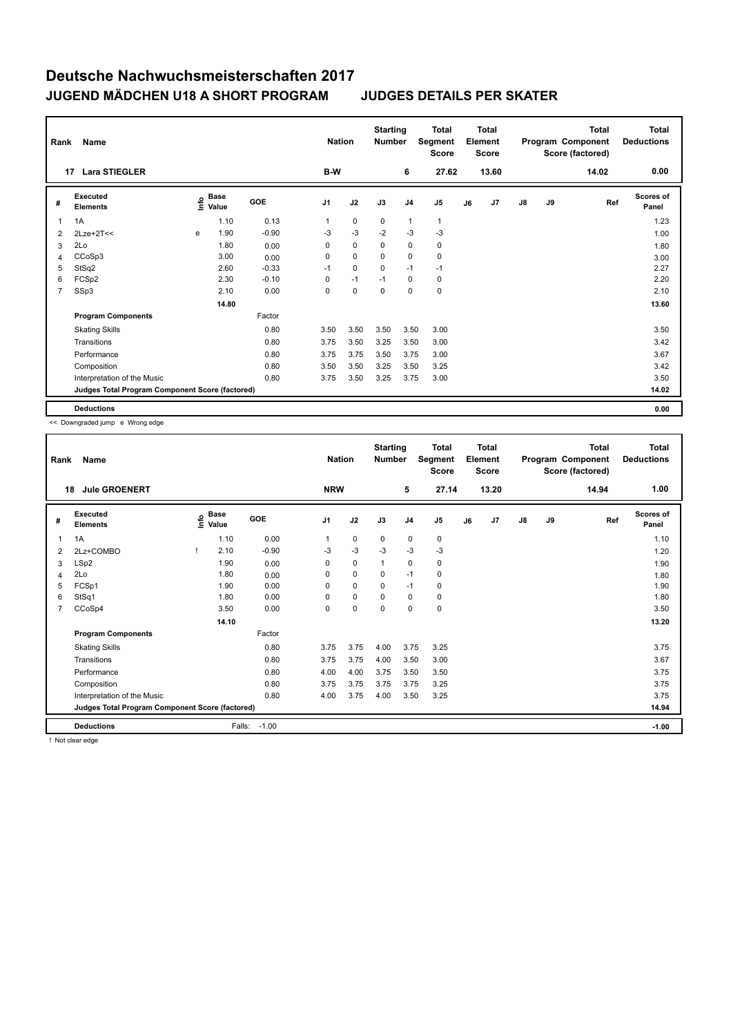# Deutsche Nachwuchsmeisterschaften 2017

## JUGEND MÄDCHEN U18 A SHORT PROGRAM — JUDGES DETAILS PER SKATER

| Rank | Name | Nation | Starting Number | Total Segment Score | Total Element Score | Total Program Component Score (factored) | Total Deductions |
|---|---|---|---|---|---|---|---|
| 17 | Lara STIEGLER | B-W | 6 | 27.62 | 13.60 | 14.02 | 0.00 |

| # | Executed Elements | Info | Base Value | GOE | J1 | J2 | J3 | J4 | J5 | J6 | J7 | J8 | J9 | Ref | Scores of Panel |
|---|---|---|---|---|---|---|---|---|---|---|---|---|---|---|---|
| 1 | 1A | | 1.10 | 0.13 | 1 | 0 | 0 | 1 | 1 | | | | | | 1.23 |
| 2 | 2Lze+2T<< | e | 1.90 | -0.90 | -3 | -3 | -2 | -3 | -3 | | | | | | 1.00 |
| 3 | 2Lo | | 1.80 | 0.00 | 0 | 0 | 0 | 0 | 0 | | | | | | 1.80 |
| 4 | CCoSp3 | | 3.00 | 0.00 | 0 | 0 | 0 | 0 | 0 | | | | | | 3.00 |
| 5 | StSq2 | | 2.60 | -0.33 | -1 | 0 | 0 | -1 | -1 | | | | | | 2.27 |
| 6 | FCSp2 | | 2.30 | -0.10 | 0 | -1 | -1 | 0 | 0 | | | | | | 2.20 |
| 7 | SSp3 | | 2.10 | 0.00 | 0 | 0 | 0 | 0 | 0 | | | | | | 2.10 |
| | | | 14.80 | | | | | | | | | | | | 13.60 |
| | **Program Components** | | | Factor | | | | | | | | | | | |
| | Skating Skills | | | 0.80 | 3.50 | 3.50 | 3.50 | 3.50 | 3.00 | | | | | | 3.50 |
| | Transitions | | | 0.80 | 3.75 | 3.50 | 3.25 | 3.50 | 3.00 | | | | | | 3.42 |
| | Performance | | | 0.80 | 3.75 | 3.75 | 3.50 | 3.75 | 3.00 | | | | | | 3.67 |
| | Composition | | | 0.80 | 3.50 | 3.50 | 3.25 | 3.50 | 3.25 | | | | | | 3.42 |
| | Interpretation of the Music | | | 0.80 | 3.75 | 3.50 | 3.25 | 3.75 | 3.00 | | | | | | 3.50 |
| | **Judges Total Program Component Score (factored)** | | | | | | | | | | | | | | 14.02 |
| | **Deductions** | | | | | | | | | | | | | | 0.00 |

<< Downgraded jump e Wrong edge

| Rank | Name | Nation | Starting Number | Total Segment Score | Total Element Score | Total Program Component Score (factored) | Total Deductions |
|---|---|---|---|---|---|---|---|
| 18 | Jule GROENERT | NRW | 5 | 27.14 | 13.20 | 14.94 | 1.00 |

| # | Executed Elements | Info | Base Value | GOE | J1 | J2 | J3 | J4 | J5 | J6 | J7 | J8 | J9 | Ref | Scores of Panel |
|---|---|---|---|---|---|---|---|---|---|---|---|---|---|---|---|
| 1 | 1A | | 1.10 | 0.00 | 1 | 0 | 0 | 0 | 0 | | | | | | 1.10 |
| 2 | 2Lz+COMBO | ! | 2.10 | -0.90 | -3 | -3 | -3 | -3 | -3 | | | | | | 1.20 |
| 3 | LSp2 | | 1.90 | 0.00 | 0 | 0 | 1 | 0 | 0 | | | | | | 1.90 |
| 4 | 2Lo | | 1.80 | 0.00 | 0 | 0 | 0 | -1 | 0 | | | | | | 1.80 |
| 5 | FCSp1 | | 1.90 | 0.00 | 0 | 0 | 0 | -1 | 0 | | | | | | 1.90 |
| 6 | StSq1 | | 1.80 | 0.00 | 0 | 0 | 0 | 0 | 0 | | | | | | 1.80 |
| 7 | CCoSp4 | | 3.50 | 0.00 | 0 | 0 | 0 | 0 | 0 | | | | | | 3.50 |
| | | | 14.10 | | | | | | | | | | | | 13.20 |
| | **Program Components** | | | Factor | | | | | | | | | | | |
| | Skating Skills | | | 0.80 | 3.75 | 3.75 | 4.00 | 3.75 | 3.25 | | | | | | 3.75 |
| | Transitions | | | 0.80 | 3.75 | 3.75 | 4.00 | 3.50 | 3.00 | | | | | | 3.67 |
| | Performance | | | 0.80 | 4.00 | 4.00 | 3.75 | 3.50 | 3.50 | | | | | | 3.75 |
| | Composition | | | 0.80 | 3.75 | 3.75 | 3.75 | 3.75 | 3.25 | | | | | | 3.75 |
| | Interpretation of the Music | | | 0.80 | 4.00 | 3.75 | 4.00 | 3.50 | 3.25 | | | | | | 3.75 |
| | **Judges Total Program Component Score (factored)** | | | | | | | | | | | | | | 14.94 |
| | **Deductions** | | | Falls: -1.00 | | | | | | | | | | | -1.00 |

! Not clear edge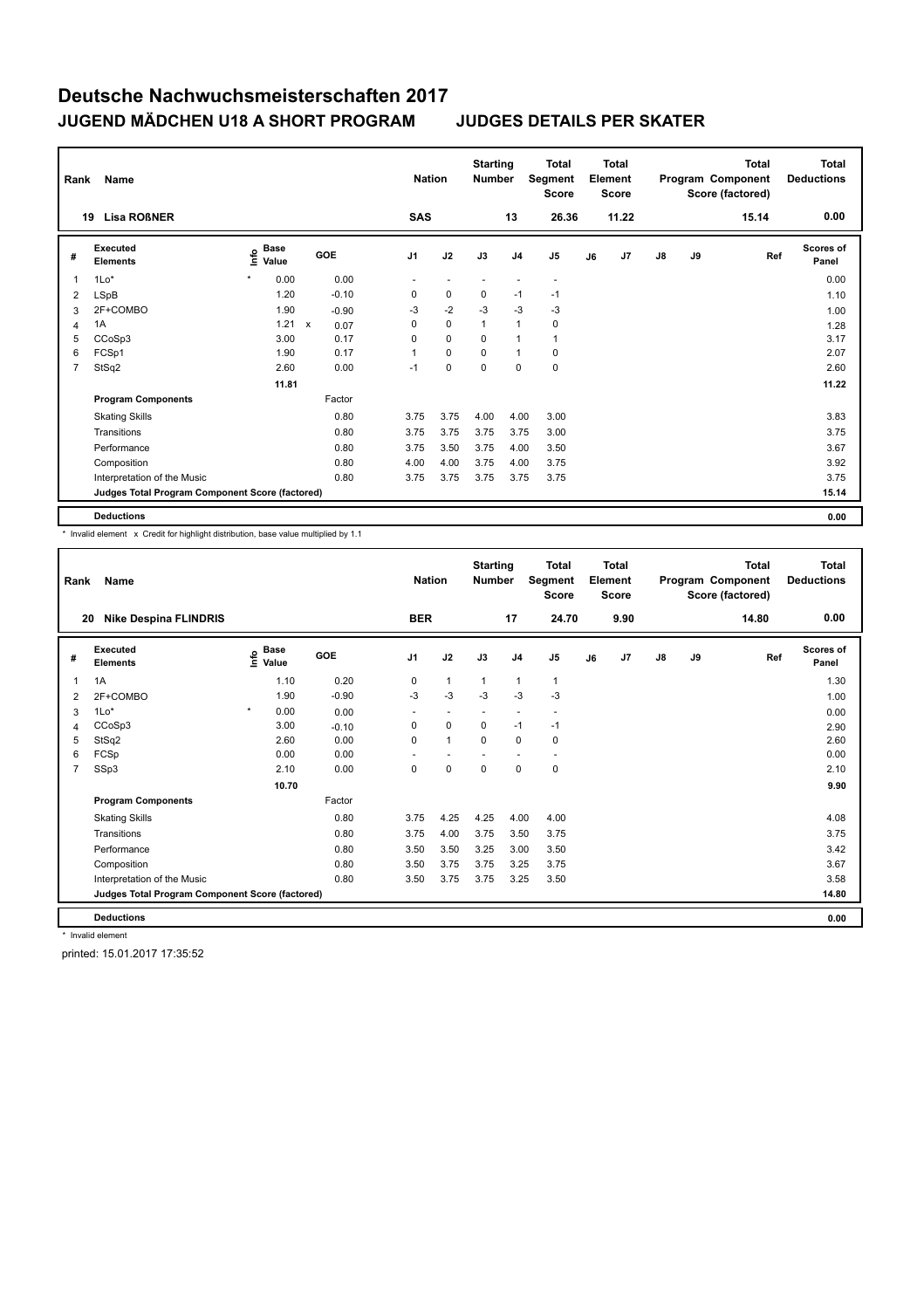# Deutsche Nachwuchsmeisterschaften 2017

## JUGEND MÄDCHEN U18 A SHORT PROGRAM JUDGES DETAILS PER SKATER

| Rank | Name | Nation | Starting Number | Total Segment Score | Total Element Score | Total Program Component Score (factored) | Total Deductions |
|---|---|---|---|---|---|---|---|
| 19 | Lisa ROßNER | SAS | 13 | 26.36 | 11.22 | 15.14 | 0.00 |

| # | Executed Elements | Info | Base Value | | GOE | J1 | J2 | J3 | J4 | J5 | J6 | J7 | J8 | J9 | Ref | Scores of Panel |
|---|---|---|---|---|---|---|---|---|---|---|---|---|---|---|---|---|
| 1 | 1Lo* | * | 0.00 | | 0.00 | - | - | - | - | - | | | | | | 0.00 |
| 2 | LSpB | | 1.20 | | -0.10 | 0 | 0 | 0 | -1 | -1 | | | | | | 1.10 |
| 3 | 2F+COMBO | | 1.90 | | -0.90 | -3 | -2 | -3 | -3 | -3 | | | | | | 1.00 |
| 4 | 1A | | 1.21 | x | 0.07 | 0 | 0 | 1 | 1 | 0 | | | | | | 1.28 |
| 5 | CCoSp3 | | 3.00 | | 0.17 | 0 | 0 | 0 | 1 | 1 | | | | | | 3.17 |
| 6 | FCSp1 | | 1.90 | | 0.17 | 1 | 0 | 0 | 1 | 0 | | | | | | 2.07 |
| 7 | StSq2 | | 2.60 | | 0.00 | -1 | 0 | 0 | 0 | 0 | | | | | | 2.60 |
| | | | 11.81 | | | | | | | | | | | | | 11.22 |
| | Program Components | | | | Factor | | | | | | | | | | | |
| | Skating Skills | | | | 0.80 | 3.75 | 3.75 | 4.00 | 4.00 | 3.00 | | | | | | 3.83 |
| | Transitions | | | | 0.80 | 3.75 | 3.75 | 3.75 | 3.75 | 3.00 | | | | | | 3.75 |
| | Performance | | | | 0.80 | 3.75 | 3.50 | 3.75 | 4.00 | 3.50 | | | | | | 3.67 |
| | Composition | | | | 0.80 | 4.00 | 4.00 | 3.75 | 4.00 | 3.75 | | | | | | 3.92 |
| | Interpretation of the Music | | | | 0.80 | 3.75 | 3.75 | 3.75 | 3.75 | 3.75 | | | | | | 3.75 |
| | Judges Total Program Component Score (factored) | | | | | | | | | | | | | | | 15.14 |
| | Deductions | | | | | | | | | | | | | | | 0.00 |

\* Invalid element x Credit for highlight distribution, base value multiplied by 1.1

| Rank | Name | Nation | Starting Number | Total Segment Score | Total Element Score | Total Program Component Score (factored) | Total Deductions |
|---|---|---|---|---|---|---|---|
| 20 | Nike Despina FLINDRIS | BER | 17 | 24.70 | 9.90 | 14.80 | 0.00 |

| # | Executed Elements | Info | Base Value | GOE | J1 | J2 | J3 | J4 | J5 | J6 | J7 | J8 | J9 | Ref | Scores of Panel |
|---|---|---|---|---|---|---|---|---|---|---|---|---|---|---|---|
| 1 | 1A | | 1.10 | 0.20 | 0 | 1 | 1 | 1 | 1 | | | | | | 1.30 |
| 2 | 2F+COMBO | | 1.90 | -0.90 | -3 | -3 | -3 | -3 | -3 | | | | | | 1.00 |
| 3 | 1Lo* | * | 0.00 | 0.00 | - | - | - | - | - | | | | | | 0.00 |
| 4 | CCoSp3 | | 3.00 | -0.10 | 0 | 0 | 0 | -1 | -1 | | | | | | 2.90 |
| 5 | StSq2 | | 2.60 | 0.00 | 0 | 1 | 0 | 0 | 0 | | | | | | 2.60 |
| 6 | FCSp | | 0.00 | 0.00 | - | - | - | - | - | | | | | | 0.00 |
| 7 | SSp3 | | 2.10 | 0.00 | 0 | 0 | 0 | 0 | 0 | | | | | | 2.10 |
| | | | 10.70 | | | | | | | | | | | | 9.90 |
| | Program Components | | | Factor | | | | | | | | | | | |
| | Skating Skills | | | 0.80 | 3.75 | 4.25 | 4.25 | 4.00 | 4.00 | | | | | | 4.08 |
| | Transitions | | | 0.80 | 3.75 | 4.00 | 3.75 | 3.50 | 3.75 | | | | | | 3.75 |
| | Performance | | | 0.80 | 3.50 | 3.50 | 3.25 | 3.00 | 3.50 | | | | | | 3.42 |
| | Composition | | | 0.80 | 3.50 | 3.75 | 3.75 | 3.25 | 3.75 | | | | | | 3.67 |
| | Interpretation of the Music | | | 0.80 | 3.50 | 3.75 | 3.75 | 3.25 | 3.50 | | | | | | 3.58 |
| | Judges Total Program Component Score (factored) | | | | | | | | | | | | | | 14.80 |
| | Deductions | | | | | | | | | | | | | | 0.00 |

\* Invalid element

printed: 15.01.2017 17:35:52